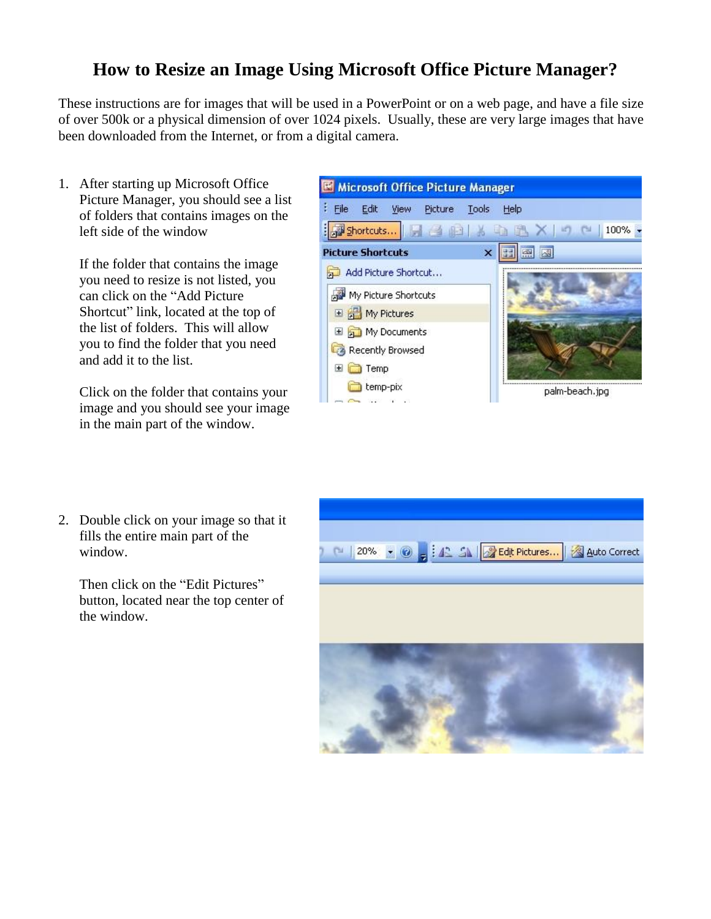# How to Resize an Image Using Microsoft Office Picture Manager?

These instructions are for images that will be used in a PowerPoint or on a web page, and have a file size of over 500k or a physical dimension of over 1024 pixels. Usually, these are very large images that have been downloaded from the Internet, or from a digital camera.

1. After starting up Microsoft Office Picture Manager, you should see a list of folders that contains images on the left side of the window

   If the folder that contains the image you need to resize is not listed, you can click on the "Add Picture Shortcut" link, located at the top of the list of folders. This will allow you to find the folder that you need and add it to the list.

   Click on the folder that contains your image and you should see your image in the main part of the window.

2. Double click on your image so that it fills the entire main part of the window.

   Then click on the "Edit Pictures" button, located near the top center of the window.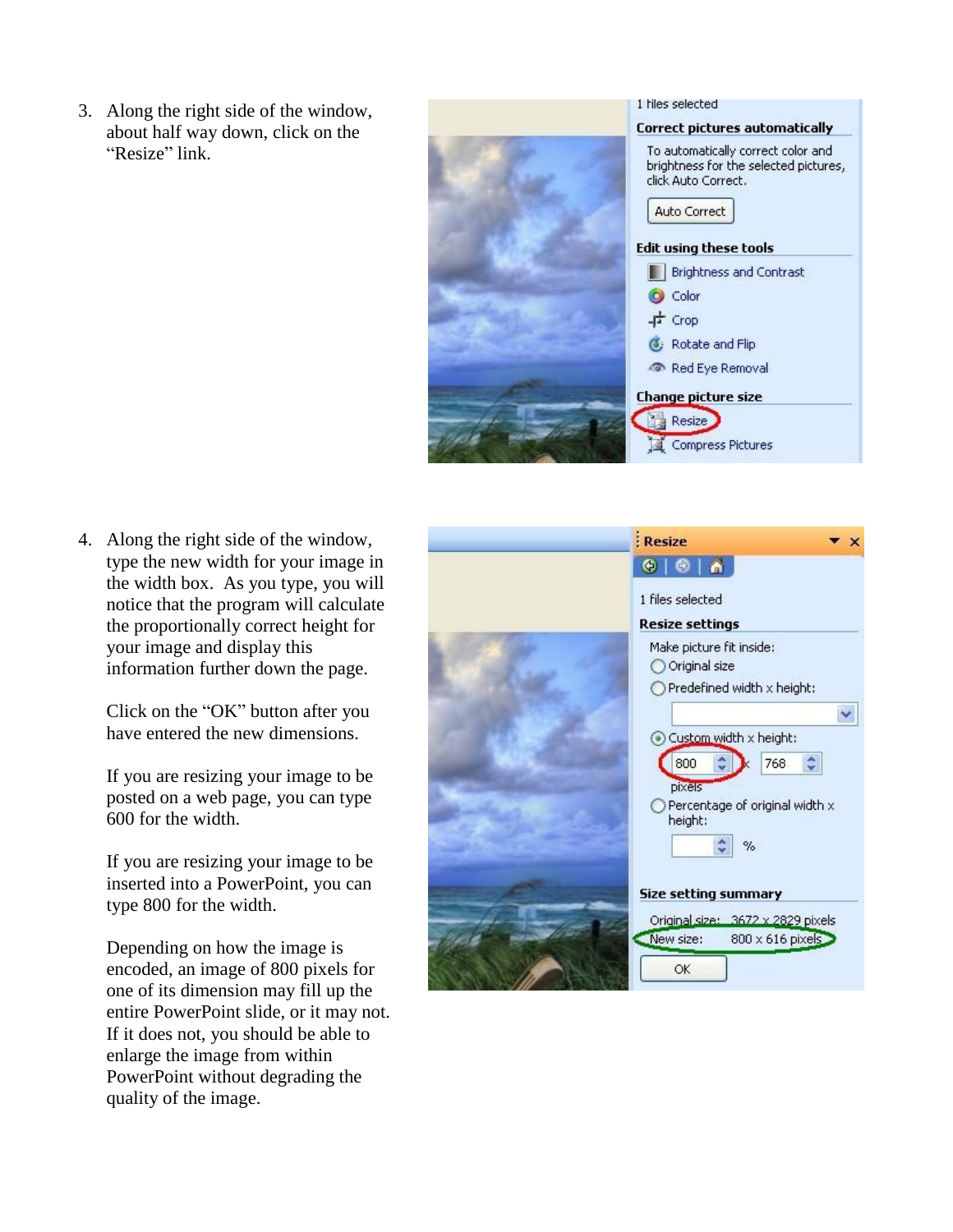3. Along the right side of the window, about half way down, click on the "Resize" link.

4. Along the right side of the window, type the new width for your image in the width box. As you type, you will notice that the program will calculate the proportionally correct height for your image and display this information further down the page.

   Click on the "OK" button after you have entered the new dimensions.

   If you are resizing your image to be posted on a web page, you can type 600 for the width.

   If you are resizing your image to be inserted into a PowerPoint, you can type 800 for the width.

   Depending on how the image is encoded, an image of 800 pixels for one of its dimension may fill up the entire PowerPoint slide, or it may not. If it does not, you should be able to enlarge the image from within PowerPoint without degrading the quality of the image.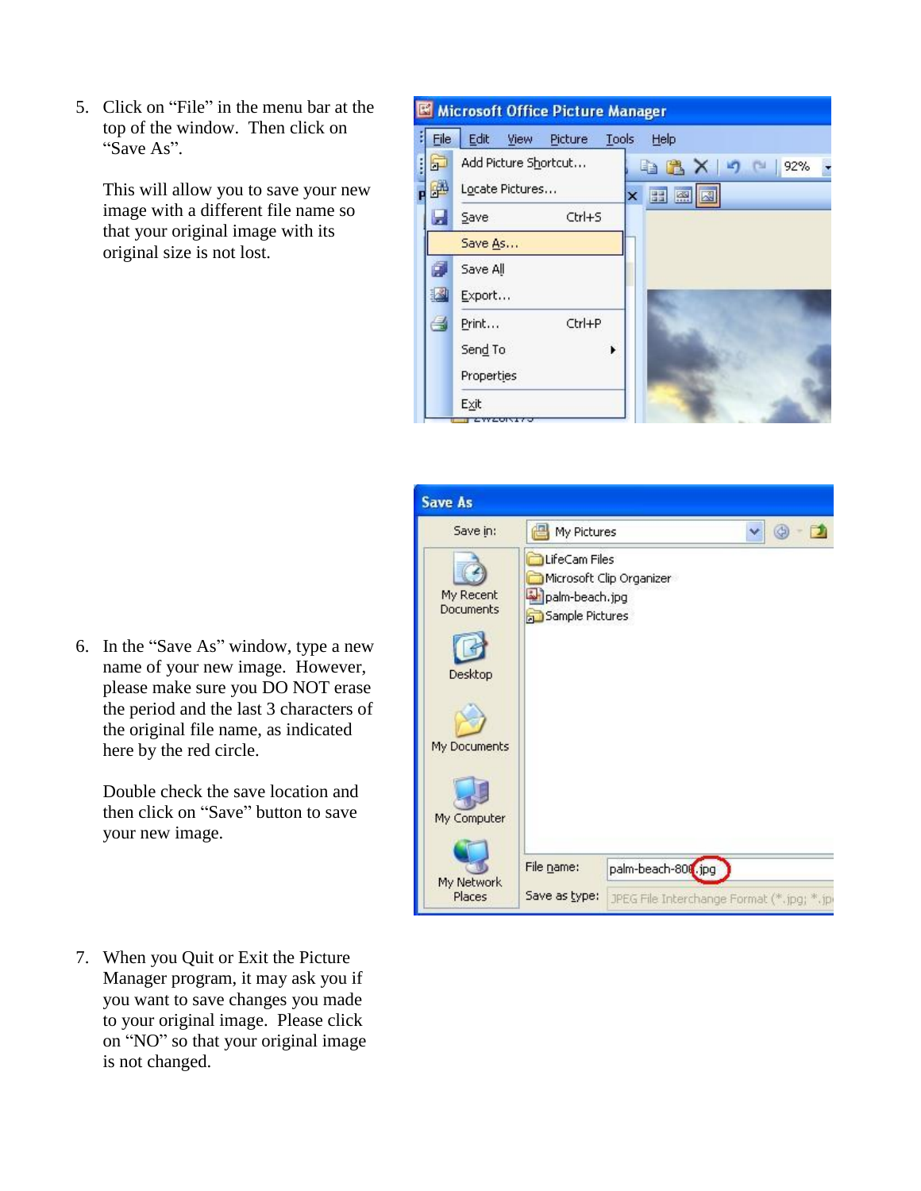5. Click on “File” in the menu bar at the top of the window. Then click on “Save As”.

   This will allow you to save your new image with a different file name so that your original image with its original size is not lost.

6. In the “Save As” window, type a new name of your new image. However, please make sure you DO NOT erase the period and the last 3 characters of the original file name, as indicated here by the red circle.

   Double check the save location and then click on “Save” button to save your new image.

7. When you Quit or Exit the Picture Manager program, it may ask you if you want to save changes you made to your original image. Please click on “NO” so that your original image is not changed.